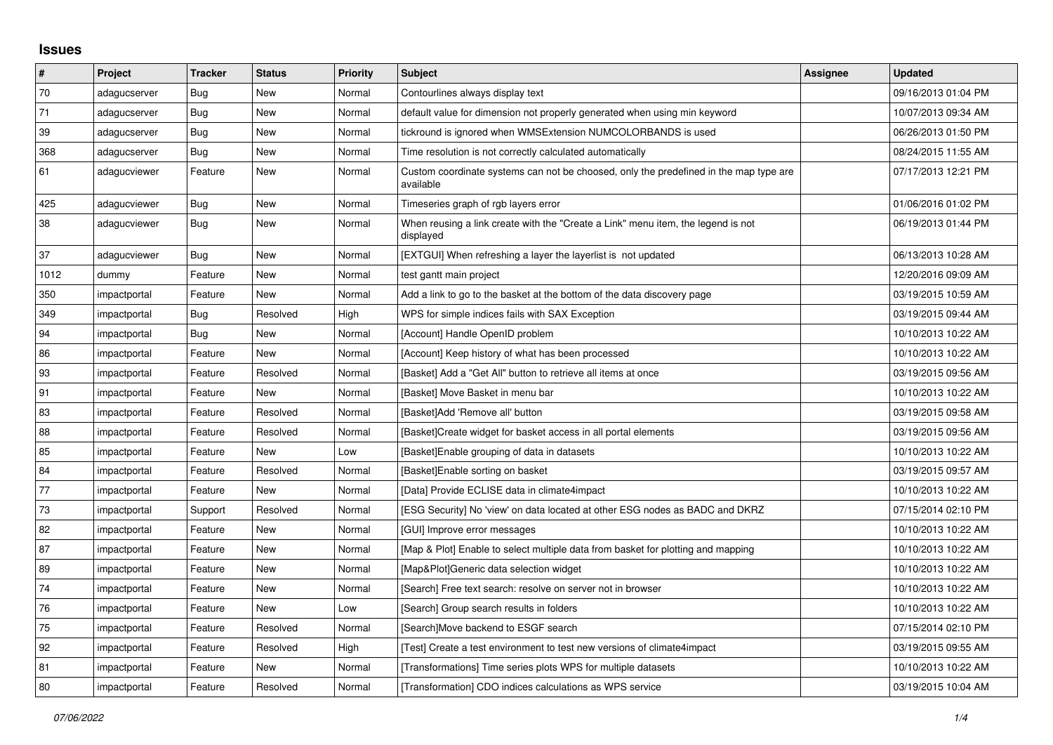# Issues

| # | Project | Tracker | Status | Priority | Subject | Assignee | Updated |
|---|---|---|---|---|---|---|---|
| 70 | adagucserver | Bug | New | Normal | Contourlines always display text | | 09/16/2013 01:04 PM |
| 71 | adagucserver | Bug | New | Normal | default value for dimension not properly generated when using min keyword | | 10/07/2013 09:34 AM |
| 39 | adagucserver | Bug | New | Normal | tickround is ignored when WMSExtension NUMCOLORBANDS is used | | 06/26/2013 01:50 PM |
| 368 | adagucserver | Bug | New | Normal | Time resolution is not correctly calculated automatically | | 08/24/2015 11:55 AM |
| 61 | adagucviewer | Feature | New | Normal | Custom coordinate systems can not be choosed, only the predefined in the map type are available | | 07/17/2013 12:21 PM |
| 425 | adagucviewer | Bug | New | Normal | Timeseries graph of rgb layers error | | 01/06/2016 01:02 PM |
| 38 | adagucviewer | Bug | New | Normal | When reusing a link create with the "Create a Link" menu item, the legend is not displayed | | 06/19/2013 01:44 PM |
| 37 | adagucviewer | Bug | New | Normal | [EXTGUI] When refreshing a layer the layerlist is not updated | | 06/13/2013 10:28 AM |
| 1012 | dummy | Feature | New | Normal | test gantt main project | | 12/20/2016 09:09 AM |
| 350 | impactportal | Feature | New | Normal | Add a link to go to the basket at the bottom of the data discovery page | | 03/19/2015 10:59 AM |
| 349 | impactportal | Bug | Resolved | High | WPS for simple indices fails with SAX Exception | | 03/19/2015 09:44 AM |
| 94 | impactportal | Bug | New | Normal | [Account] Handle OpenID problem | | 10/10/2013 10:22 AM |
| 86 | impactportal | Feature | New | Normal | [Account] Keep history of what has been processed | | 10/10/2013 10:22 AM |
| 93 | impactportal | Feature | Resolved | Normal | [Basket] Add a "Get All" button to retrieve all items at once | | 03/19/2015 09:56 AM |
| 91 | impactportal | Feature | New | Normal | [Basket] Move Basket in menu bar | | 10/10/2013 10:22 AM |
| 83 | impactportal | Feature | Resolved | Normal | [Basket]Add 'Remove all' button | | 03/19/2015 09:58 AM |
| 88 | impactportal | Feature | Resolved | Normal | [Basket]Create widget for basket access in all portal elements | | 03/19/2015 09:56 AM |
| 85 | impactportal | Feature | New | Low | [Basket]Enable grouping of data in datasets | | 10/10/2013 10:22 AM |
| 84 | impactportal | Feature | Resolved | Normal | [Basket]Enable sorting on basket | | 03/19/2015 09:57 AM |
| 77 | impactportal | Feature | New | Normal | [Data] Provide ECLISE data in climate4impact | | 10/10/2013 10:22 AM |
| 73 | impactportal | Support | Resolved | Normal | [ESG Security] No 'view' on data located at other ESG nodes as BADC and DKRZ | | 07/15/2014 02:10 PM |
| 82 | impactportal | Feature | New | Normal | [GUI] Improve error messages | | 10/10/2013 10:22 AM |
| 87 | impactportal | Feature | New | Normal | [Map & Plot] Enable to select multiple data from basket for plotting and mapping | | 10/10/2013 10:22 AM |
| 89 | impactportal | Feature | New | Normal | [Map&Plot]Generic data selection widget | | 10/10/2013 10:22 AM |
| 74 | impactportal | Feature | New | Normal | [Search] Free text search: resolve on server not in browser | | 10/10/2013 10:22 AM |
| 76 | impactportal | Feature | New | Low | [Search] Group search results in folders | | 10/10/2013 10:22 AM |
| 75 | impactportal | Feature | Resolved | Normal | [Search]Move backend to ESGF search | | 07/15/2014 02:10 PM |
| 92 | impactportal | Feature | Resolved | High | [Test] Create a test environment to test new versions of climate4impact | | 03/19/2015 09:55 AM |
| 81 | impactportal | Feature | New | Normal | [Transformations] Time series plots WPS for multiple datasets | | 10/10/2013 10:22 AM |
| 80 | impactportal | Feature | Resolved | Normal | [Transformation] CDO indices calculations as WPS service | | 03/19/2015 10:04 AM |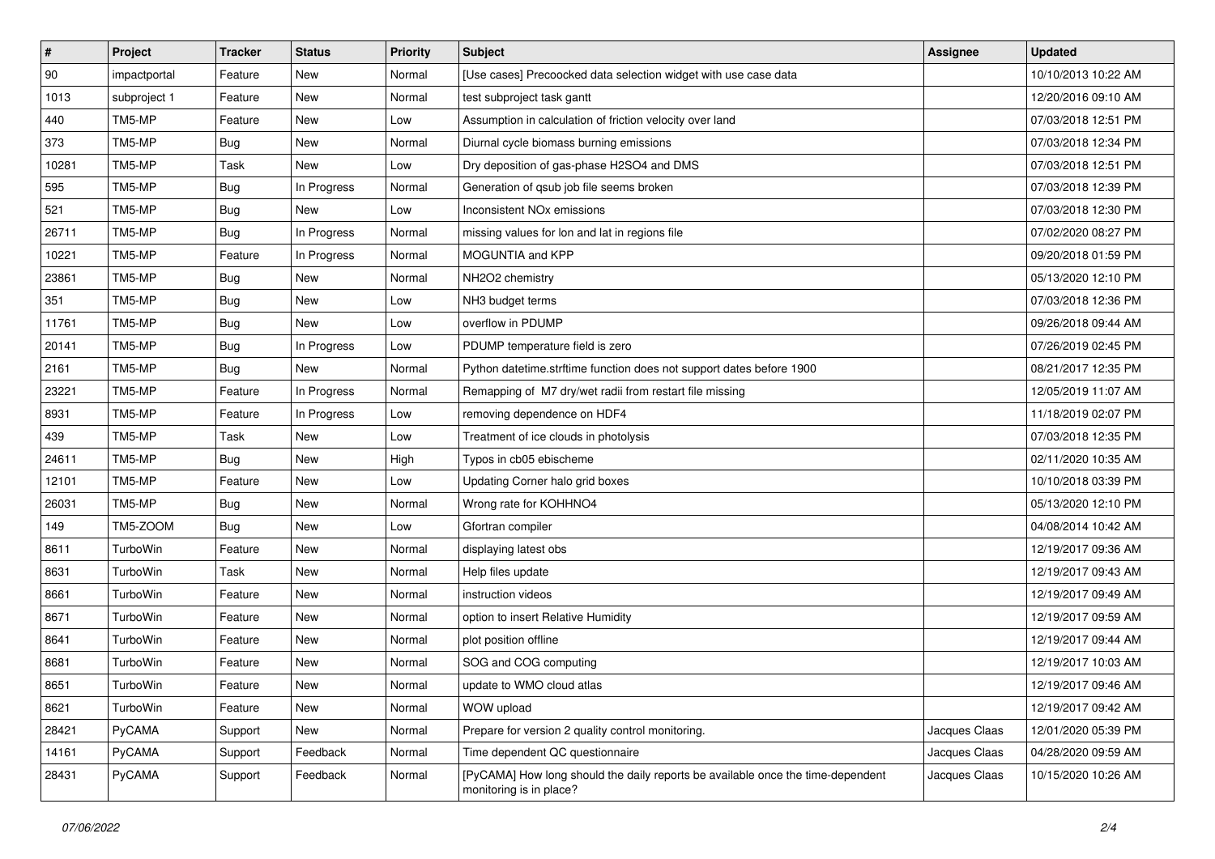| # | Project | Tracker | Status | Priority | Subject | Assignee | Updated |
|---|---|---|---|---|---|---|---|
| 90 | impactportal | Feature | New | Normal | [Use cases] Precoocked data selection widget with use case data | | 10/10/2013 10:22 AM |
| 1013 | subproject 1 | Feature | New | Normal | test subproject task gantt | | 12/20/2016 09:10 AM |
| 440 | TM5-MP | Feature | New | Low | Assumption in calculation of friction velocity over land | | 07/03/2018 12:51 PM |
| 373 | TM5-MP | Bug | New | Normal | Diurnal cycle biomass burning emissions | | 07/03/2018 12:34 PM |
| 10281 | TM5-MP | Task | New | Low | Dry deposition of gas-phase H2SO4 and DMS | | 07/03/2018 12:51 PM |
| 595 | TM5-MP | Bug | In Progress | Normal | Generation of qsub job file seems broken | | 07/03/2018 12:39 PM |
| 521 | TM5-MP | Bug | New | Low | Inconsistent NOx emissions | | 07/03/2018 12:30 PM |
| 26711 | TM5-MP | Bug | In Progress | Normal | missing values for lon and lat in regions file | | 07/02/2020 08:27 PM |
| 10221 | TM5-MP | Feature | In Progress | Normal | MOGUNTIA and KPP | | 09/20/2018 01:59 PM |
| 23861 | TM5-MP | Bug | New | Normal | NH2O2 chemistry | | 05/13/2020 12:10 PM |
| 351 | TM5-MP | Bug | New | Low | NH3 budget terms | | 07/03/2018 12:36 PM |
| 11761 | TM5-MP | Bug | New | Low | overflow in PDUMP | | 09/26/2018 09:44 AM |
| 20141 | TM5-MP | Bug | In Progress | Low | PDUMP temperature field is zero | | 07/26/2019 02:45 PM |
| 2161 | TM5-MP | Bug | New | Normal | Python datetime.strftime function does not support dates before 1900 | | 08/21/2017 12:35 PM |
| 23221 | TM5-MP | Feature | In Progress | Normal | Remapping of M7 dry/wet radii from restart file missing | | 12/05/2019 11:07 AM |
| 8931 | TM5-MP | Feature | In Progress | Low | removing dependence on HDF4 | | 11/18/2019 02:07 PM |
| 439 | TM5-MP | Task | New | Low | Treatment of ice clouds in photolysis | | 07/03/2018 12:35 PM |
| 24611 | TM5-MP | Bug | New | High | Typos in cb05 ebischeme | | 02/11/2020 10:35 AM |
| 12101 | TM5-MP | Feature | New | Low | Updating Corner halo grid boxes | | 10/10/2018 03:39 PM |
| 26031 | TM5-MP | Bug | New | Normal | Wrong rate for KOHHNO4 | | 05/13/2020 12:10 PM |
| 149 | TM5-ZOOM | Bug | New | Low | Gfortran compiler | | 04/08/2014 10:42 AM |
| 8611 | TurboWin | Feature | New | Normal | displaying latest obs | | 12/19/2017 09:36 AM |
| 8631 | TurboWin | Task | New | Normal | Help files update | | 12/19/2017 09:43 AM |
| 8661 | TurboWin | Feature | New | Normal | instruction videos | | 12/19/2017 09:49 AM |
| 8671 | TurboWin | Feature | New | Normal | option to insert Relative Humidity | | 12/19/2017 09:59 AM |
| 8641 | TurboWin | Feature | New | Normal | plot position offline | | 12/19/2017 09:44 AM |
| 8681 | TurboWin | Feature | New | Normal | SOG and COG computing | | 12/19/2017 10:03 AM |
| 8651 | TurboWin | Feature | New | Normal | update to WMO cloud atlas | | 12/19/2017 09:46 AM |
| 8621 | TurboWin | Feature | New | Normal | WOW upload | | 12/19/2017 09:42 AM |
| 28421 | PyCAMA | Support | New | Normal | Prepare for version 2 quality control monitoring. | Jacques Claas | 12/01/2020 05:39 PM |
| 14161 | PyCAMA | Support | Feedback | Normal | Time dependent QC questionnaire | Jacques Claas | 04/28/2020 09:59 AM |
| 28431 | PyCAMA | Support | Feedback | Normal | [PyCAMA] How long should the daily reports be available once the time-dependent monitoring is in place? | Jacques Claas | 10/15/2020 10:26 AM |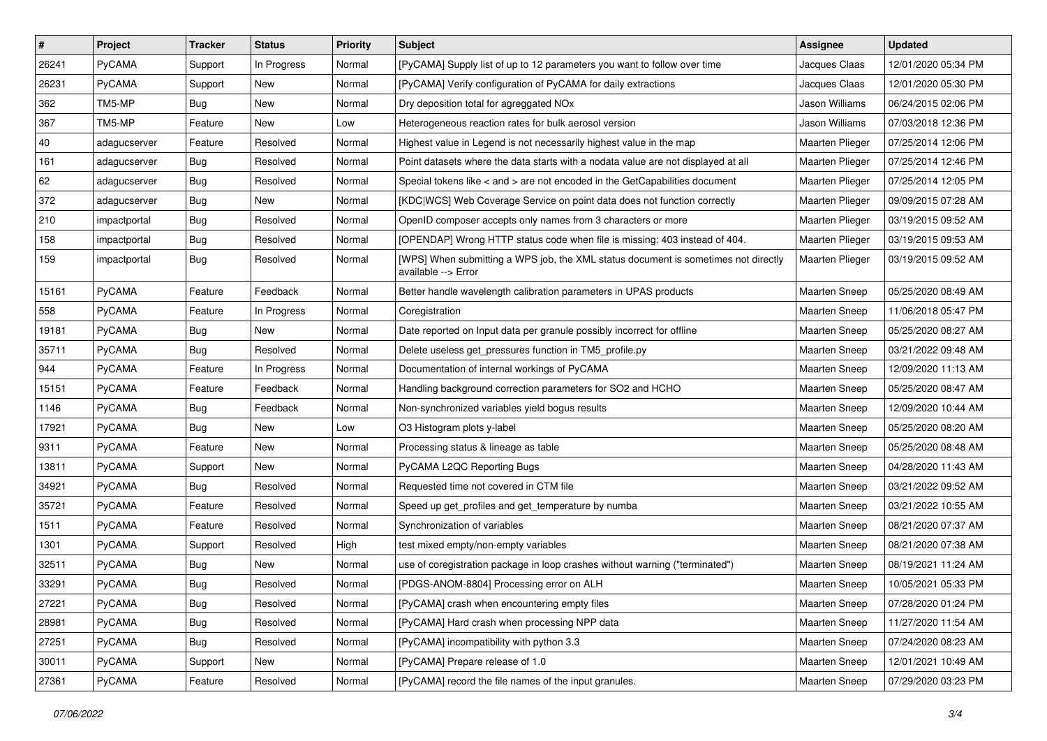| # | Project | Tracker | Status | Priority | Subject | Assignee | Updated |
|---|---|---|---|---|---|---|---|
| 26241 | PyCAMA | Support | In Progress | Normal | [PyCAMA] Supply list of up to 12 parameters you want to follow over time | Jacques Claas | 12/01/2020 05:34 PM |
| 26231 | PyCAMA | Support | New | Normal | [PyCAMA] Verify configuration of PyCAMA for daily extractions | Jacques Claas | 12/01/2020 05:30 PM |
| 362 | TM5-MP | Bug | New | Normal | Dry deposition total for agreggated NOx | Jason Williams | 06/24/2015 02:06 PM |
| 367 | TM5-MP | Feature | New | Low | Heterogeneous reaction rates for bulk aerosol version | Jason Williams | 07/03/2018 12:36 PM |
| 40 | adagucserver | Feature | Resolved | Normal | Highest value in Legend is not necessarily highest value in the map | Maarten Plieger | 07/25/2014 12:06 PM |
| 161 | adagucserver | Bug | Resolved | Normal | Point datasets where the data starts with a nodata value are not displayed at all | Maarten Plieger | 07/25/2014 12:46 PM |
| 62 | adagucserver | Bug | Resolved | Normal | Special tokens like < and > are not encoded in the GetCapabilities document | Maarten Plieger | 07/25/2014 12:05 PM |
| 372 | adagucserver | Bug | New | Normal | [KDC\|WCS] Web Coverage Service on point data does not function correctly | Maarten Plieger | 09/09/2015 07:28 AM |
| 210 | impactportal | Bug | Resolved | Normal | OpenID composer accepts only names from 3 characters or more | Maarten Plieger | 03/19/2015 09:52 AM |
| 158 | impactportal | Bug | Resolved | Normal | [OPENDAP] Wrong HTTP status code when file is missing: 403 instead of 404. | Maarten Plieger | 03/19/2015 09:53 AM |
| 159 | impactportal | Bug | Resolved | Normal | [WPS] When submitting a WPS job, the XML status document is sometimes not directly available --> Error | Maarten Plieger | 03/19/2015 09:52 AM |
| 15161 | PyCAMA | Feature | Feedback | Normal | Better handle wavelength calibration parameters in UPAS products | Maarten Sneep | 05/25/2020 08:49 AM |
| 558 | PyCAMA | Feature | In Progress | Normal | Coregistration | Maarten Sneep | 11/06/2018 05:47 PM |
| 19181 | PyCAMA | Bug | New | Normal | Date reported on Input data per granule possibly incorrect for offline | Maarten Sneep | 05/25/2020 08:27 AM |
| 35711 | PyCAMA | Bug | Resolved | Normal | Delete useless get_pressures function in TM5_profile.py | Maarten Sneep | 03/21/2022 09:48 AM |
| 944 | PyCAMA | Feature | In Progress | Normal | Documentation of internal workings of PyCAMA | Maarten Sneep | 12/09/2020 11:13 AM |
| 15151 | PyCAMA | Feature | Feedback | Normal | Handling background correction parameters for SO2 and HCHO | Maarten Sneep | 05/25/2020 08:47 AM |
| 1146 | PyCAMA | Bug | Feedback | Normal | Non-synchronized variables yield bogus results | Maarten Sneep | 12/09/2020 10:44 AM |
| 17921 | PyCAMA | Bug | New | Low | O3 Histogram plots y-label | Maarten Sneep | 05/25/2020 08:20 AM |
| 9311 | PyCAMA | Feature | New | Normal | Processing status & lineage as table | Maarten Sneep | 05/25/2020 08:48 AM |
| 13811 | PyCAMA | Support | New | Normal | PyCAMA L2QC Reporting Bugs | Maarten Sneep | 04/28/2020 11:43 AM |
| 34921 | PyCAMA | Bug | Resolved | Normal | Requested time not covered in CTM file | Maarten Sneep | 03/21/2022 09:52 AM |
| 35721 | PyCAMA | Feature | Resolved | Normal | Speed up get_profiles and get_temperature by numba | Maarten Sneep | 03/21/2022 10:55 AM |
| 1511 | PyCAMA | Feature | Resolved | Normal | Synchronization of variables | Maarten Sneep | 08/21/2020 07:37 AM |
| 1301 | PyCAMA | Support | Resolved | High | test mixed empty/non-empty variables | Maarten Sneep | 08/21/2020 07:38 AM |
| 32511 | PyCAMA | Bug | New | Normal | use of coregistration package in loop crashes without warning ("terminated") | Maarten Sneep | 08/19/2021 11:24 AM |
| 33291 | PyCAMA | Bug | Resolved | Normal | [PDGS-ANOM-8804] Processing error on ALH | Maarten Sneep | 10/05/2021 05:33 PM |
| 27221 | PyCAMA | Bug | Resolved | Normal | [PyCAMA] crash when encountering empty files | Maarten Sneep | 07/28/2020 01:24 PM |
| 28981 | PyCAMA | Bug | Resolved | Normal | [PyCAMA] Hard crash when processing NPP data | Maarten Sneep | 11/27/2020 11:54 AM |
| 27251 | PyCAMA | Bug | Resolved | Normal | [PyCAMA] incompatibility with python 3.3 | Maarten Sneep | 07/24/2020 08:23 AM |
| 30011 | PyCAMA | Support | New | Normal | [PyCAMA] Prepare release of 1.0 | Maarten Sneep | 12/01/2021 10:49 AM |
| 27361 | PyCAMA | Feature | Resolved | Normal | [PyCAMA] record the file names of the input granules. | Maarten Sneep | 07/29/2020 03:23 PM |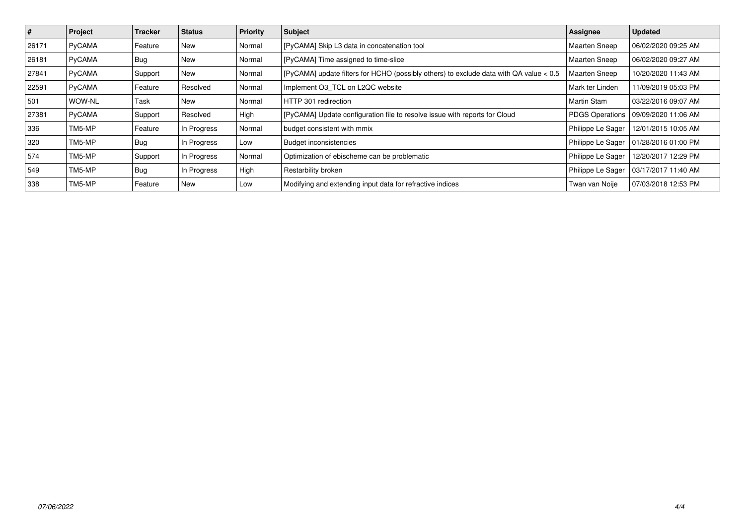| # | Project | Tracker | Status | Priority | Subject | Assignee | Updated |
|---|---|---|---|---|---|---|---|
| 26171 | PyCAMA | Feature | New | Normal | [PyCAMA] Skip L3 data in concatenation tool | Maarten Sneep | 06/02/2020 09:25 AM |
| 26181 | PyCAMA | Bug | New | Normal | [PyCAMA] Time assigned to time-slice | Maarten Sneep | 06/02/2020 09:27 AM |
| 27841 | PyCAMA | Support | New | Normal | [PyCAMA] update filters for HCHO (possibly others) to exclude data with QA value < 0.5 | Maarten Sneep | 10/20/2020 11:43 AM |
| 22591 | PyCAMA | Feature | Resolved | Normal | Implement O3_TCL on L2QC website | Mark ter Linden | 11/09/2019 05:03 PM |
| 501 | WOW-NL | Task | New | Normal | HTTP 301 redirection | Martin Stam | 03/22/2016 09:07 AM |
| 27381 | PyCAMA | Support | Resolved | High | [PyCAMA] Update configuration file to resolve issue with reports for Cloud | PDGS Operations | 09/09/2020 11:06 AM |
| 336 | TM5-MP | Feature | In Progress | Normal | budget consistent with mmix | Philippe Le Sager | 12/01/2015 10:05 AM |
| 320 | TM5-MP | Bug | In Progress | Low | Budget inconsistencies | Philippe Le Sager | 01/28/2016 01:00 PM |
| 574 | TM5-MP | Support | In Progress | Normal | Optimization of ebischeme can be problematic | Philippe Le Sager | 12/20/2017 12:29 PM |
| 549 | TM5-MP | Bug | In Progress | High | Restarbility broken | Philippe Le Sager | 03/17/2017 11:40 AM |
| 338 | TM5-MP | Feature | New | Low | Modifying and extending input data for refractive indices | Twan van Noije | 07/03/2018 12:53 PM |